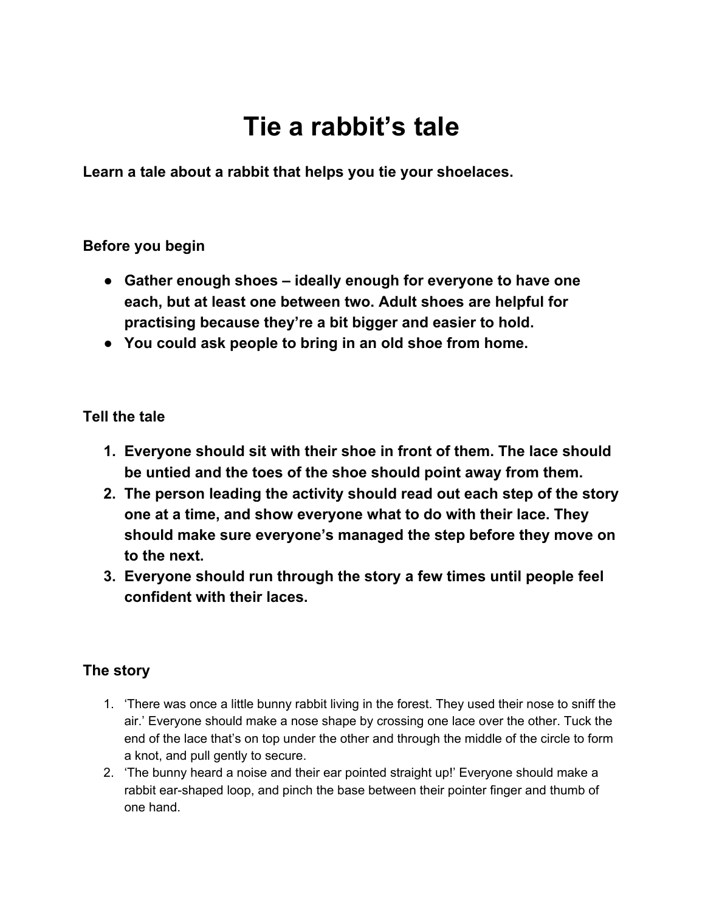# Tie a rabbit's tale

**Learn a tale about a rabbit that helps you tie your shoelaces.**

### Before you begin

- **Gather enough shoes – ideally enough for everyone to have one each, but at least one between two. Adult shoes are helpful for practising because they're a bit bigger and easier to hold.**
- **You could ask people to bring in an old shoe from home.**

### Tell the tale

1. **Everyone should sit with their shoe in front of them. The lace should be untied and the toes of the shoe should point away from them.**
2. **The person leading the activity should read out each step of the story one at a time, and show everyone what to do with their lace. They should make sure everyone's managed the step before they move on to the next.**
3. **Everyone should run through the story a few times until people feel confident with their laces.**

### The story

1. 'There was once a little bunny rabbit living in the forest. They used their nose to sniff the air.' Everyone should make a nose shape by crossing one lace over the other. Tuck the end of the lace that's on top under the other and through the middle of the circle to form a knot, and pull gently to secure.
2. 'The bunny heard a noise and their ear pointed straight up!' Everyone should make a rabbit ear-shaped loop, and pinch the base between their pointer finger and thumb of one hand.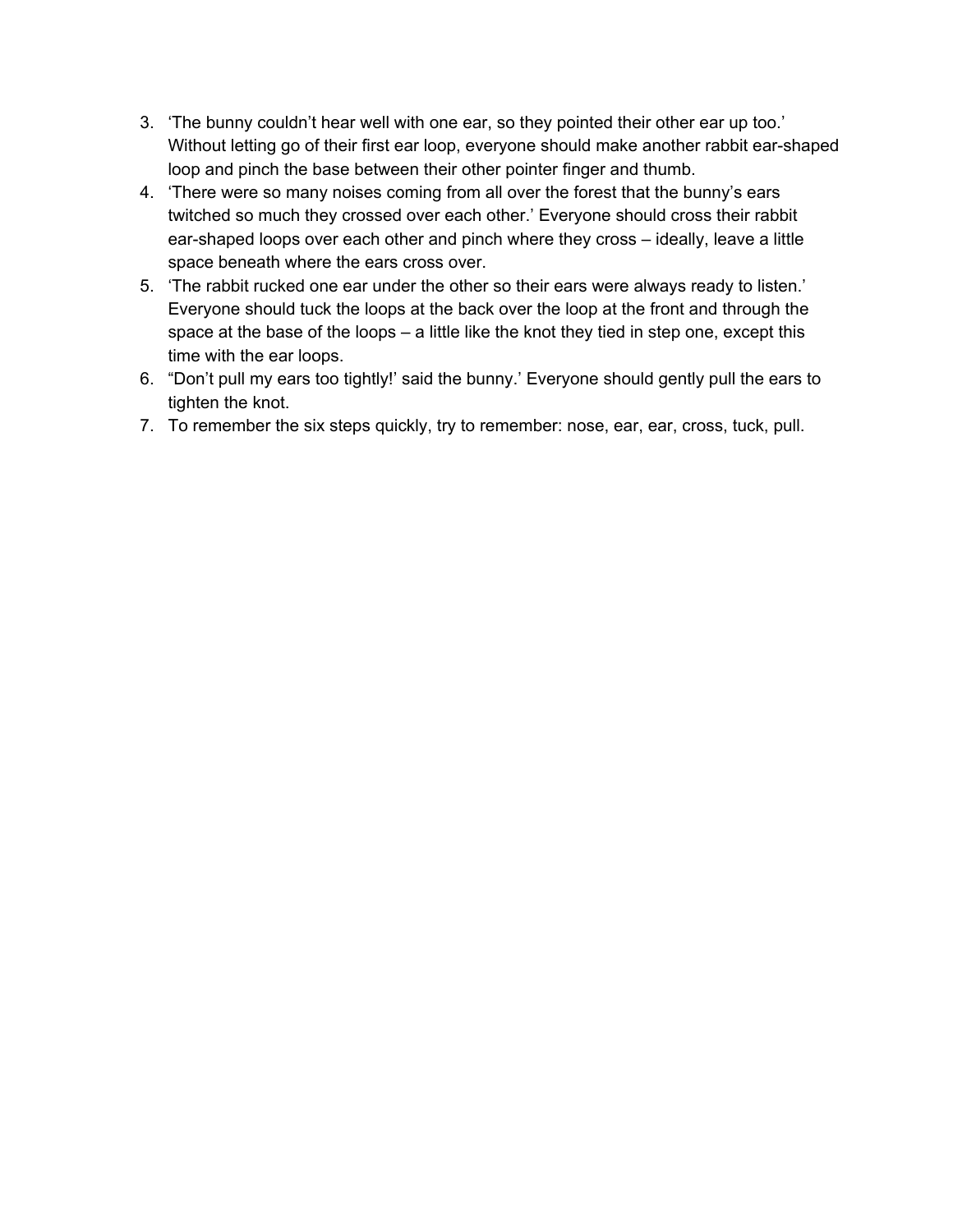3. 'The bunny couldn't hear well with one ear, so they pointed their other ear up too.' Without letting go of their first ear loop, everyone should make another rabbit ear-shaped loop and pinch the base between their other pointer finger and thumb.
4. 'There were so many noises coming from all over the forest that the bunny's ears twitched so much they crossed over each other.' Everyone should cross their rabbit ear-shaped loops over each other and pinch where they cross – ideally, leave a little space beneath where the ears cross over.
5. 'The rabbit rucked one ear under the other so their ears were always ready to listen.' Everyone should tuck the loops at the back over the loop at the front and through the space at the base of the loops – a little like the knot they tied in step one, except this time with the ear loops.
6. "Don't pull my ears too tightly!' said the bunny.' Everyone should gently pull the ears to tighten the knot.
7. To remember the six steps quickly, try to remember: nose, ear, ear, cross, tuck, pull.